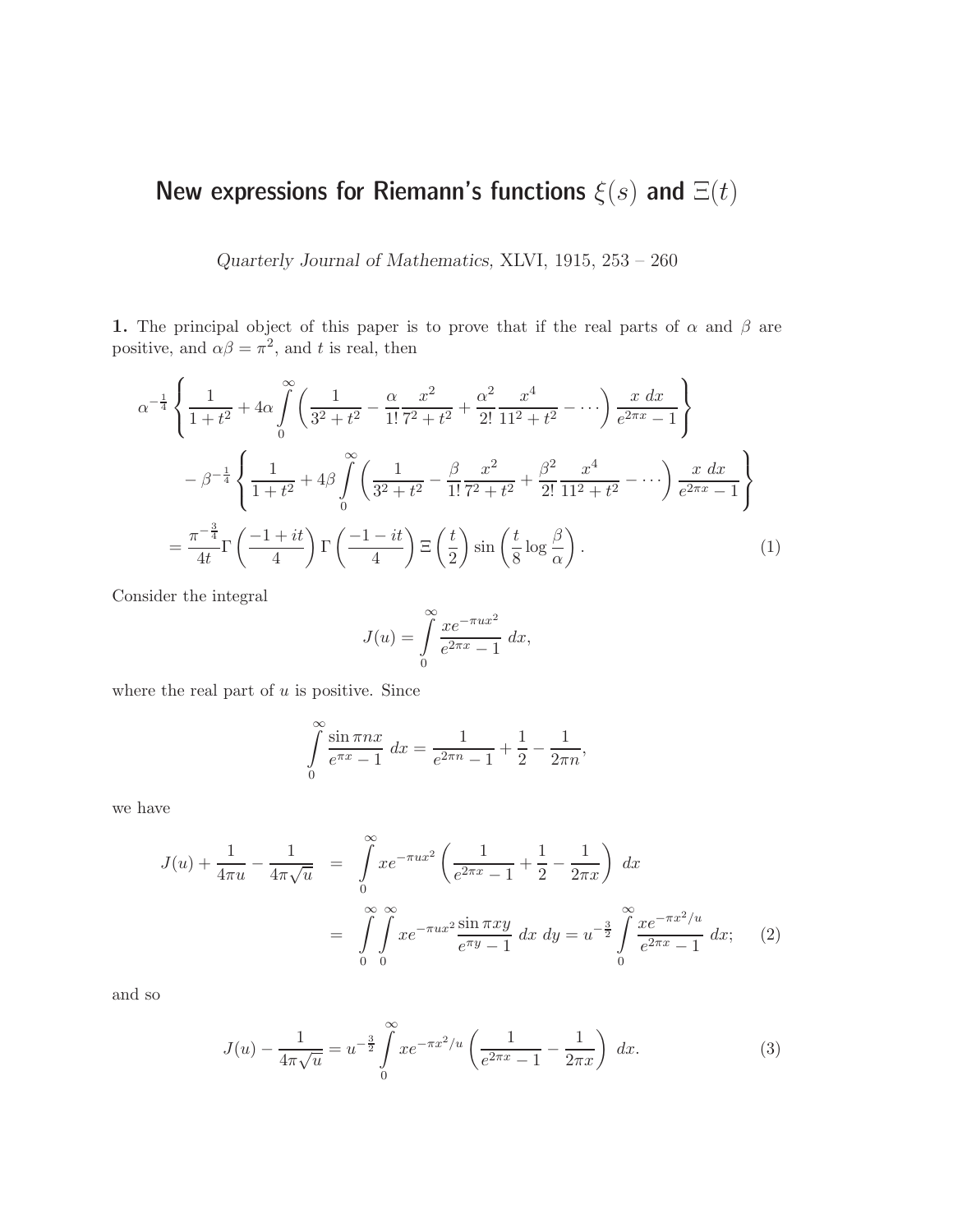# New expressions for Riemann's functions $\xi(s)$ and $\Xi(t)$

*Quarterly Journal of Mathematics,* XLVI, 1915, 253 – 260

**1.** The principal object of this paper is to prove that if the real parts of $\alpha$ and $\beta$ are positive, and $\alpha\beta = \pi^2$, and $t$ is real, then

$$
\begin{aligned}
&\alpha^{-\frac{1}{4}} \left\{ \frac{1}{1+t^2} + 4\alpha \int_0^\infty \left( \frac{1}{3^2+t^2} - \frac{\alpha}{1!}\frac{x^2}{7^2+t^2} + \frac{\alpha^2}{2!}\frac{x^4}{11^2+t^2} - \cdots \right) \frac{x\ dx}{e^{2\pi x}-1} \right\} \\
&\quad - \beta^{-\frac{1}{4}} \left\{ \frac{1}{1+t^2} + 4\beta \int_0^\infty \left( \frac{1}{3^2+t^2} - \frac{\beta}{1!}\frac{x^2}{7^2+t^2} + \frac{\beta^2}{2!}\frac{x^4}{11^2+t^2} - \cdots \right) \frac{x\ dx}{e^{2\pi x}-1} \right\} \\
&\quad = \frac{\pi^{-\frac{3}{4}}}{4t} \Gamma\left(\frac{-1+it}{4}\right) \Gamma\left(\frac{-1-it}{4}\right) \Xi\left(\frac{t}{2}\right) \sin\left(\frac{t}{8}\log\frac{\beta}{\alpha}\right). \qquad (1)
\end{aligned}
$$

Consider the integral

$$
J(u) = \int_0^\infty \frac{xe^{-\pi u x^2}}{e^{2\pi x}-1}\ dx,
$$

where the real part of $u$ is positive. Since

$$
\int_0^\infty \frac{\sin \pi n x}{e^{\pi x}-1}\ dx = \frac{1}{e^{2\pi n}-1} + \frac{1}{2} - \frac{1}{2\pi n},
$$

we have

$$
\begin{aligned}
J(u) + \frac{1}{4\pi u} - \frac{1}{4\pi\sqrt{u}} &= \int_0^\infty xe^{-\pi u x^2} \left( \frac{1}{e^{2\pi x}-1} + \frac{1}{2} - \frac{1}{2\pi x} \right)\ dx \\
&= \int_0^\infty \int_0^\infty xe^{-\pi u x^2} \frac{\sin \pi x y}{e^{\pi y}-1}\ dx\ dy = u^{-\frac{3}{2}} \int_0^\infty \frac{xe^{-\pi x^2/u}}{e^{2\pi x}-1}\ dx; \qquad (2)
\end{aligned}
$$

and so

$$
J(u) - \frac{1}{4\pi\sqrt{u}} = u^{-\frac{3}{2}} \int_0^\infty xe^{-\pi x^2/u} \left( \frac{1}{e^{2\pi x}-1} - \frac{1}{2\pi x} \right)\ dx. \qquad (3)
$$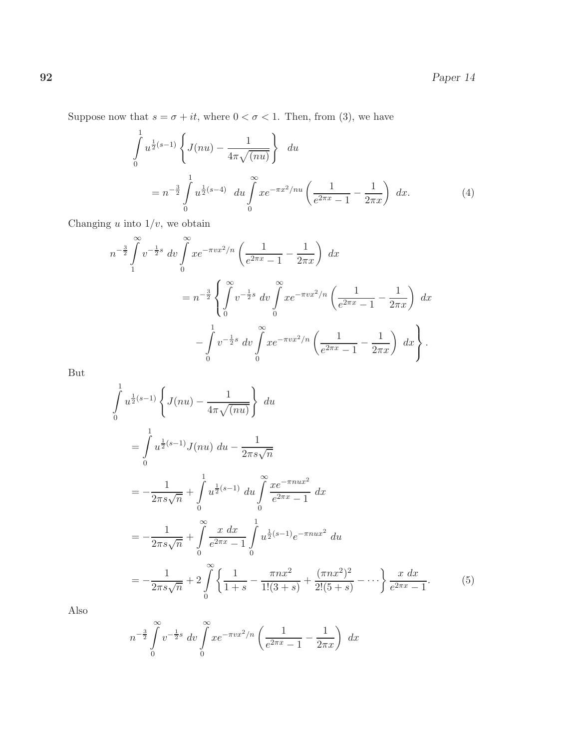Suppose now that $s = \sigma + it$, where $0 < \sigma < 1$. Then, from (3), we have

$$\int_0^1 u^{\frac{1}{2}(s-1)} \left\{ J(nu) - \frac{1}{4\pi\sqrt{(nu)}} \right\} \; du$$

$$= n^{-\frac{3}{2}} \int_0^1 u^{\frac{1}{2}(s-4)} \; du \int_0^\infty x e^{-\pi x^2/nu} \left( \frac{1}{e^{2\pi x} - 1} - \frac{1}{2\pi x} \right) \; dx. \tag{4}$$

Changing $u$ into $1/v$, we obtain

$$n^{-\frac{3}{2}} \int_1^\infty v^{-\frac{1}{2}s} \; dv \int_0^\infty x e^{-\pi v x^2/n} \left( \frac{1}{e^{2\pi x} - 1} - \frac{1}{2\pi x} \right) \; dx$$

$$= n^{-\frac{3}{2}} \left\{ \int_0^\infty v^{-\frac{1}{2}s} \; dv \int_0^\infty x e^{-\pi v x^2/n} \left( \frac{1}{e^{2\pi x} - 1} - \frac{1}{2\pi x} \right) \; dx \right.$$

$$\left. - \int_0^1 v^{-\frac{1}{2}s} \; dv \int_0^\infty x e^{-\pi v x^2/n} \left( \frac{1}{e^{2\pi x} - 1} - \frac{1}{2\pi x} \right) \; dx \right\}.$$

But

$$\int_0^1 u^{\frac{1}{2}(s-1)} \left\{ J(nu) - \frac{1}{4\pi\sqrt{(nu)}} \right\} \; du$$

$$= \int_0^1 u^{\frac{1}{2}(s-1)} J(nu) \; du - \frac{1}{2\pi s\sqrt{n}}$$

$$= -\frac{1}{2\pi s\sqrt{n}} + \int_0^1 u^{\frac{1}{2}(s-1)} \; du \int_0^\infty \frac{x e^{-\pi n u x^2}}{e^{2\pi x} - 1} \; dx$$

$$= -\frac{1}{2\pi s\sqrt{n}} + \int_0^\infty \frac{x \; dx}{e^{2\pi x} - 1} \int_0^1 u^{\frac{1}{2}(s-1)} e^{-\pi n u x^2} \; du$$

$$= -\frac{1}{2\pi s\sqrt{n}} + 2\int_0^\infty \left\{ \frac{1}{1+s} - \frac{\pi n x^2}{1!(3+s)} + \frac{(\pi n x^2)^2}{2!(5+s)} - \cdots \right\} \frac{x \; dx}{e^{2\pi x} - 1}. \tag{5}$$

Also

$$n^{-\frac{3}{2}} \int_0^\infty v^{-\frac{1}{2}s} \; dv \int_0^\infty x e^{-\pi v x^2/n} \left( \frac{1}{e^{2\pi x} - 1} - \frac{1}{2\pi x} \right) \; dx$$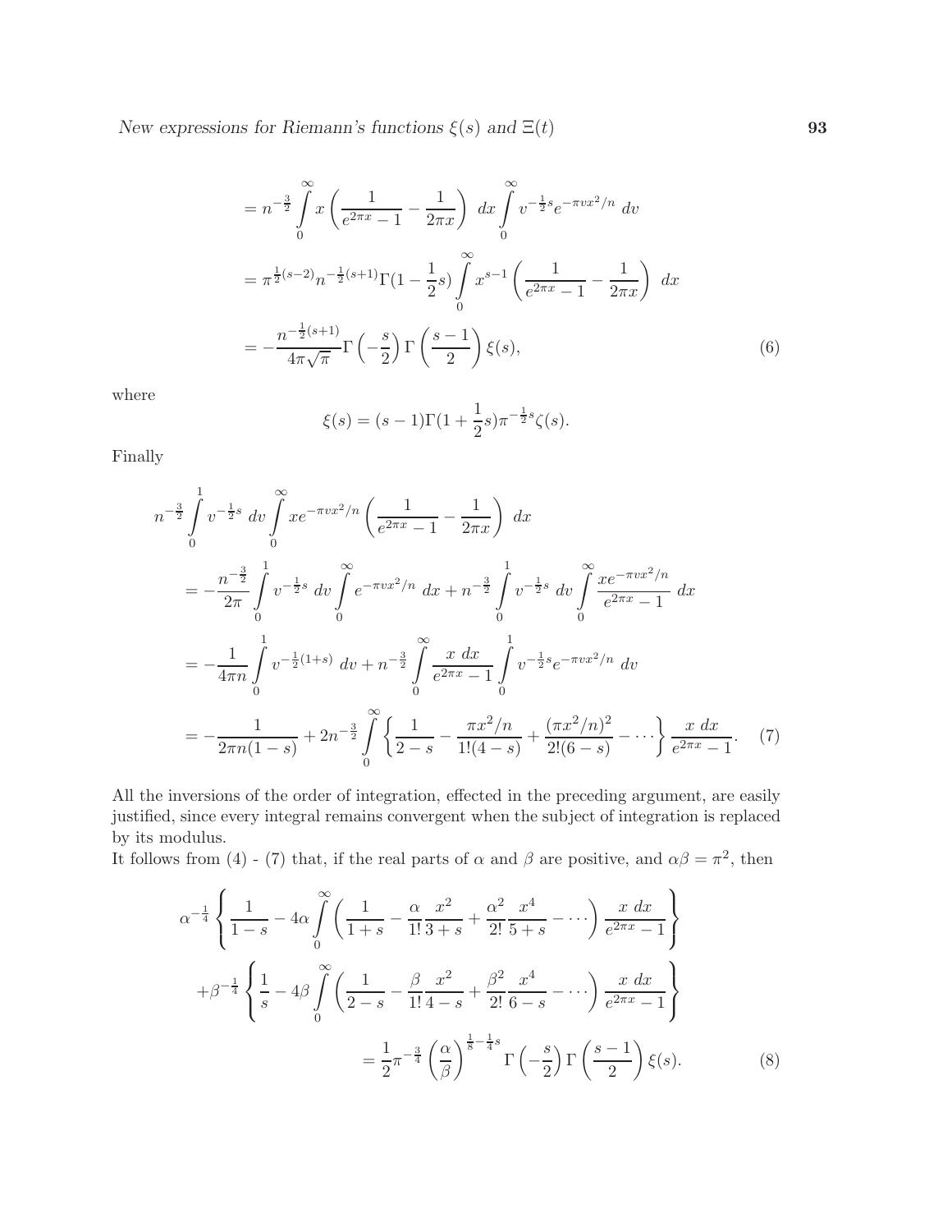$$
\begin{aligned}
&= n^{-\frac{3}{2}} \int_0^\infty x \left( \frac{1}{e^{2\pi x} - 1} - \frac{1}{2\pi x} \right) \, dx \int_0^\infty v^{-\frac{1}{2}s} e^{-\pi v x^2/n} \, dv \\
&= \pi^{\frac{1}{2}(s-2)} n^{-\frac{1}{2}(s+1)} \Gamma(1 - \frac{1}{2}s) \int_0^\infty x^{s-1} \left( \frac{1}{e^{2\pi x} - 1} - \frac{1}{2\pi x} \right) \, dx \\
&= -\frac{n^{-\frac{1}{2}(s+1)}}{4\pi\sqrt{\pi}} \Gamma\left(-\frac{s}{2}\right) \Gamma\left(\frac{s-1}{2}\right) \xi(s), \qquad (6)
\end{aligned}
$$

where

$$
\xi(s) = (s-1)\Gamma(1 + \frac{1}{2}s)\pi^{-\frac{1}{2}s}\zeta(s).
$$

Finally

$$
\begin{aligned}
&n^{-\frac{3}{2}} \int_0^1 v^{-\frac{1}{2}s} \, dv \int_0^\infty x e^{-\pi v x^2/n} \left( \frac{1}{e^{2\pi x} - 1} - \frac{1}{2\pi x} \right) \, dx \\
&= -\frac{n^{-\frac{3}{2}}}{2\pi} \int_0^1 v^{-\frac{1}{2}s} \, dv \int_0^\infty e^{-\pi v x^2/n} \, dx + n^{-\frac{3}{2}} \int_0^1 v^{-\frac{1}{2}s} \, dv \int_0^\infty \frac{x e^{-\pi v x^2/n}}{e^{2\pi x} - 1} \, dx \\
&= -\frac{1}{4\pi n} \int_0^1 v^{-\frac{1}{2}(1+s)} \, dv + n^{-\frac{3}{2}} \int_0^\infty \frac{x \, dx}{e^{2\pi x} - 1} \int_0^1 v^{-\frac{1}{2}s} e^{-\pi v x^2/n} \, dv \\
&= -\frac{1}{2\pi n(1-s)} + 2n^{-\frac{3}{2}} \int_0^\infty \left\{ \frac{1}{2-s} - \frac{\pi x^2/n}{1!(4-s)} + \frac{(\pi x^2/n)^2}{2!(6-s)} - \cdots \right\} \frac{x \, dx}{e^{2\pi x} - 1}. \qquad (7)
\end{aligned}
$$

All the inversions of the order of integration, effected in the preceding argument, are easily justified, since every integral remains convergent when the subject of integration is replaced by its modulus.

It follows from (4) - (7) that, if the real parts of $\alpha$ and $\beta$ are positive, and $\alpha\beta = \pi^2$, then

$$
\begin{aligned}
&\alpha^{-\frac{1}{4}} \left\{ \frac{1}{1-s} - 4\alpha \int_0^\infty \left( \frac{1}{1+s} - \frac{\alpha}{1!} \frac{x^2}{3+s} + \frac{\alpha^2}{2!} \frac{x^4}{5+s} - \cdots \right) \frac{x \, dx}{e^{2\pi x} - 1} \right\} \\
&+ \beta^{-\frac{1}{4}} \left\{ \frac{1}{s} - 4\beta \int_0^\infty \left( \frac{1}{2-s} - \frac{\beta}{1!} \frac{x^2}{4-s} + \frac{\beta^2}{2!} \frac{x^4}{6-s} - \cdots \right) \frac{x \, dx}{e^{2\pi x} - 1} \right\} \\
&= \frac{1}{2} \pi^{-\frac{3}{4}} \left( \frac{\alpha}{\beta} \right)^{\frac{1}{8} - \frac{1}{4}s} \Gamma\left(-\frac{s}{2}\right) \Gamma\left(\frac{s-1}{2}\right) \xi(s). \qquad (8)
\end{aligned}
$$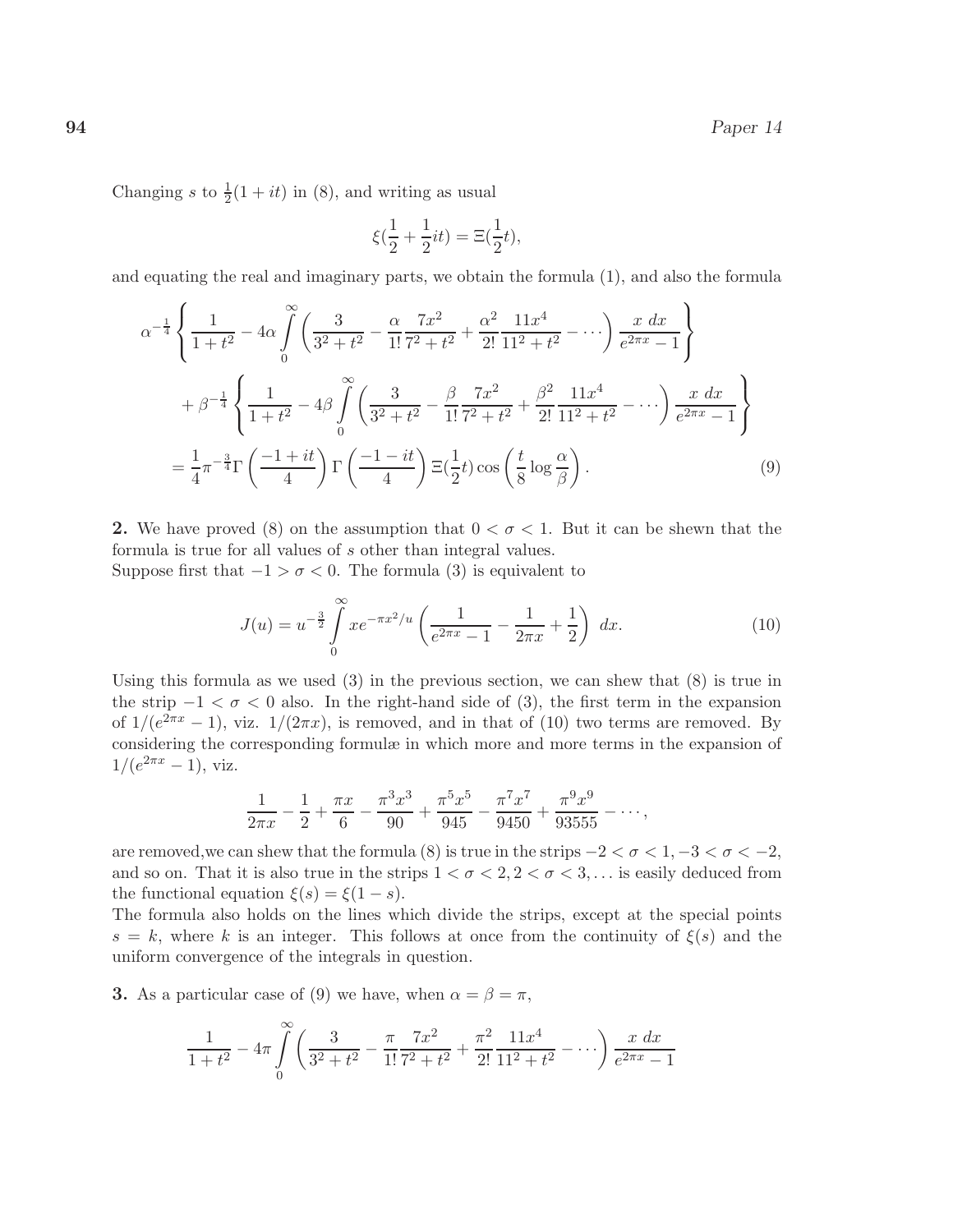Changing $s$ to $\frac{1}{2}(1+it)$ in (8), and writing as usual

$$\xi(\frac{1}{2}+\frac{1}{2}it)=\Xi(\frac{1}{2}t),$$

and equating the real and imaginary parts, we obtain the formula (1), and also the formula

$$\begin{aligned}
&\alpha^{-\frac{1}{4}}\left\{\frac{1}{1+t^2}-4\alpha\int_0^\infty\left(\frac{3}{3^2+t^2}-\frac{\alpha}{1!}\frac{7x^2}{7^2+t^2}+\frac{\alpha^2}{2!}\frac{11x^4}{11^2+t^2}-\cdots\right)\frac{x\ dx}{e^{2\pi x}-1}\right\}\\
&\quad+\beta^{-\frac{1}{4}}\left\{\frac{1}{1+t^2}-4\beta\int_0^\infty\left(\frac{3}{3^2+t^2}-\frac{\beta}{1!}\frac{7x^2}{7^2+t^2}+\frac{\beta^2}{2!}\frac{11x^4}{11^2+t^2}-\cdots\right)\frac{x\ dx}{e^{2\pi x}-1}\right\}\\
&=\frac{1}{4}\pi^{-\frac{3}{4}}\Gamma\left(\frac{-1+it}{4}\right)\Gamma\left(\frac{-1-it}{4}\right)\Xi(\frac{1}{2}t)\cos\left(\frac{t}{8}\log\frac{\alpha}{\beta}\right).
\end{aligned}\tag{9}$$

**2.** We have proved (8) on the assumption that $0<\sigma<1$. But it can be shewn that the formula is true for all values of $s$ other than integral values.
Suppose first that $-1>\sigma<0$. The formula (3) is equivalent to

$$J(u)=u^{-\frac{3}{2}}\int_0^\infty xe^{-\pi x^2/u}\left(\frac{1}{e^{2\pi x}-1}-\frac{1}{2\pi x}+\frac{1}{2}\right)\ dx.\tag{10}$$

Using this formula as we used (3) in the previous section, we can shew that (8) is true in the strip $-1<\sigma<0$ also. In the right-hand side of (3), the first term in the expansion of $1/(e^{2\pi x}-1)$, viz. $1/(2\pi x)$, is removed, and in that of (10) two terms are removed. By considering the corresponding formulæ in which more and more terms in the expansion of $1/(e^{2\pi x}-1)$, viz.

$$\frac{1}{2\pi x}-\frac{1}{2}+\frac{\pi x}{6}-\frac{\pi^3x^3}{90}+\frac{\pi^5x^5}{945}-\frac{\pi^7x^7}{9450}+\frac{\pi^9x^9}{93555}-\cdots,$$

are removed,we can shew that the formula (8) is true in the strips $-2<\sigma<1, -3<\sigma<-2$, and so on. That it is also true in the strips $1<\sigma<2, 2<\sigma<3,\ldots$ is easily deduced from the functional equation $\xi(s)=\xi(1-s)$.
The formula also holds on the lines which divide the strips, except at the special points $s=k$, where $k$ is an integer. This follows at once from the continuity of $\xi(s)$ and the uniform convergence of the integrals in question.

**3.** As a particular case of (9) we have, when $\alpha=\beta=\pi$,

$$\frac{1}{1+t^2}-4\pi\int_0^\infty\left(\frac{3}{3^2+t^2}-\frac{\pi}{1!}\frac{7x^2}{7^2+t^2}+\frac{\pi^2}{2!}\frac{11x^4}{11^2+t^2}-\cdots\right)\frac{x\ dx}{e^{2\pi x}-1}$$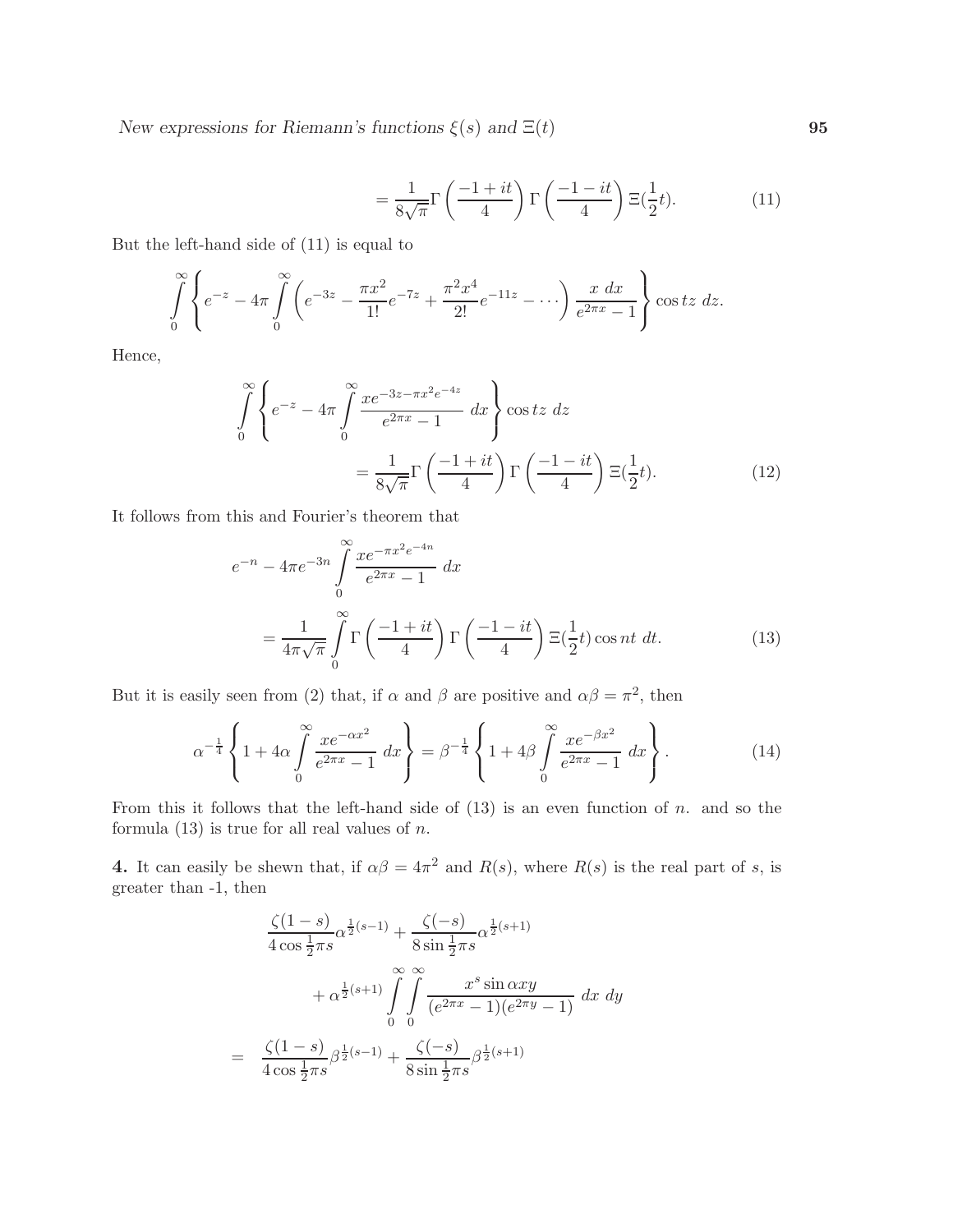$$= \frac{1}{8\sqrt{\pi}} \Gamma\left(\frac{-1+it}{4}\right) \Gamma\left(\frac{-1-it}{4}\right) \Xi(\frac{1}{2}t). \tag{11}$$

But the left-hand side of (11) is equal to

$$\int_0^\infty \left\{ e^{-z} - 4\pi \int_0^\infty \left( e^{-3z} - \frac{\pi x^2}{1!} e^{-7z} + \frac{\pi^2 x^4}{2!} e^{-11z} - \cdots \right) \frac{x\ dx}{e^{2\pi x} - 1} \right\} \cos tz\ dz.$$

Hence,

$$\int_0^\infty \left\{ e^{-z} - 4\pi \int_0^\infty \frac{x e^{-3z - \pi x^2 e^{-4z}}}{e^{2\pi x} - 1}\ dx \right\} \cos tz\ dz$$
$$= \frac{1}{8\sqrt{\pi}} \Gamma\left(\frac{-1+it}{4}\right) \Gamma\left(\frac{-1-it}{4}\right) \Xi(\frac{1}{2}t). \tag{12}$$

It follows from this and Fourier's theorem that

$$e^{-n} - 4\pi e^{-3n} \int_0^\infty \frac{x e^{-\pi x^2 e^{-4n}}}{e^{2\pi x} - 1}\ dx$$
$$= \frac{1}{4\pi\sqrt{\pi}} \int_0^\infty \Gamma\left(\frac{-1+it}{4}\right) \Gamma\left(\frac{-1-it}{4}\right) \Xi(\frac{1}{2}t) \cos nt\ dt. \tag{13}$$

But it is easily seen from (2) that, if $\alpha$ and $\beta$ are positive and $\alpha\beta = \pi^2$, then

$$\alpha^{-\frac{1}{4}} \left\{ 1 + 4\alpha \int_0^\infty \frac{x e^{-\alpha x^2}}{e^{2\pi x} - 1}\ dx \right\} = \beta^{-\frac{1}{4}} \left\{ 1 + 4\beta \int_0^\infty \frac{x e^{-\beta x^2}}{e^{2\pi x} - 1}\ dx \right\}. \tag{14}$$

From this it follows that the left-hand side of (13) is an even function of $n$. and so the formula (13) is true for all real values of $n$.

**4.** It can easily be shewn that, if $\alpha\beta = 4\pi^2$ and $R(s)$, where $R(s)$ is the real part of $s$, is greater than -1, then

$$\frac{\zeta(1-s)}{4\cos\frac{1}{2}\pi s} \alpha^{\frac{1}{2}(s-1)} + \frac{\zeta(-s)}{8\sin\frac{1}{2}\pi s} \alpha^{\frac{1}{2}(s+1)}$$
$$+ \alpha^{\frac{1}{2}(s+1)} \int_0^\infty \int_0^\infty \frac{x^s \sin \alpha xy}{(e^{2\pi x} - 1)(e^{2\pi y} - 1)}\ dx\ dy$$
$$= \frac{\zeta(1-s)}{4\cos\frac{1}{2}\pi s} \beta^{\frac{1}{2}(s-1)} + \frac{\zeta(-s)}{8\sin\frac{1}{2}\pi s} \beta^{\frac{1}{2}(s+1)}$$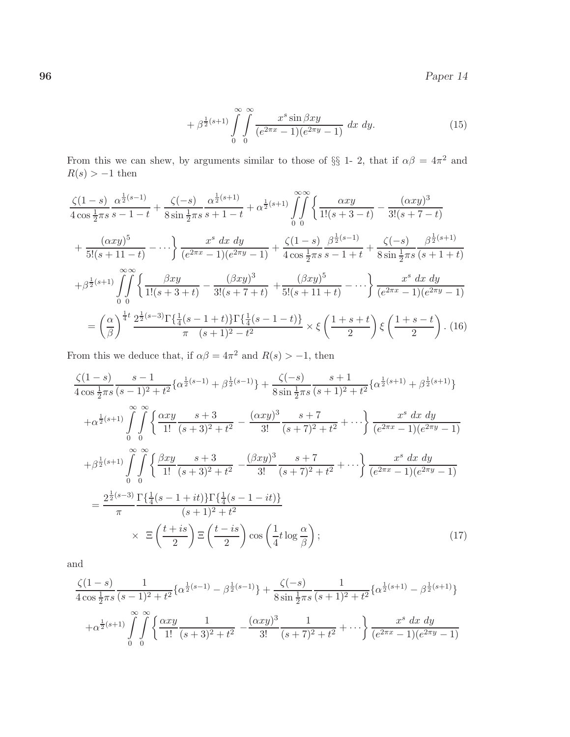$$+ \beta^{\frac{1}{2}(s+1)} \int_0^\infty \int_0^\infty \frac{x^s \sin \beta xy}{(e^{2\pi x}-1)(e^{2\pi y}-1)}\ dx\ dy. \tag{15}$$

From this we can shew, by arguments similar to those of §§ 1- 2, that if $\alpha\beta = 4\pi^2$ and $R(s) > -1$ then

$$\begin{aligned}
&\frac{\zeta(1-s)}{4\cos\frac{1}{2}\pi s}\frac{\alpha^{\frac{1}{2}(s-1)}}{s-1-t} + \frac{\zeta(-s)}{8\sin\frac{1}{2}\pi s}\frac{\alpha^{\frac{1}{2}(s+1)}}{s+1-t} + \alpha^{\frac{1}{2}(s+1)} \int_0^\infty\int_0^\infty \left\{ \frac{\alpha xy}{1!(s+3-t)} - \frac{(\alpha xy)^3}{3!(s+7-t)} \right. \\
&\left. + \frac{(\alpha xy)^5}{5!(s+11-t)} - \cdots \right\} \frac{x^s\ dx\ dy}{(e^{2\pi x}-1)(e^{2\pi y}-1)} + \frac{\zeta(1-s)}{4\cos\frac{1}{2}\pi s}\frac{\beta^{\frac{1}{2}(s-1)}}{s-1+t} + \frac{\zeta(-s)}{8\sin\frac{1}{2}\pi s}\frac{\beta^{\frac{1}{2}(s+1)}}{(s+1+t)} \\
&+\beta^{\frac{1}{2}(s+1)} \int_0^\infty\int_0^\infty \left\{ \frac{\beta xy}{1!(s+3+t)} - \frac{(\beta xy)^3}{3!(s+7+t)} + \frac{(\beta xy)^5}{5!(s+11+t)} - \cdots \right\} \frac{x^s\ dx\ dy}{(e^{2\pi x}-1)(e^{2\pi y}-1)} \\
&= \left(\frac{\alpha}{\beta}\right)^{\frac{1}{4}t} \frac{2^{\frac{1}{2}(s-3)}\Gamma\{\frac{1}{4}(s-1+t)\}\Gamma\{\frac{1}{4}(s-1-t)\}}{\pi \quad (s+1)^2 - t^2} \times \xi\left(\frac{1+s+t}{2}\right)\xi\left(\frac{1+s-t}{2}\right).
\end{aligned} \tag{16}$$

From this we deduce that, if $\alpha\beta = 4\pi^2$ and $R(s) > -1$, then

$$\begin{aligned}
&\frac{\zeta(1-s)}{4\cos\frac{1}{2}\pi s}\frac{s-1}{(s-1)^2+t^2}\{\alpha^{\frac{1}{2}(s-1)} + \beta^{\frac{1}{2}(s-1)}\} + \frac{\zeta(-s)}{8\sin\frac{1}{2}\pi s}\frac{s+1}{(s+1)^2+t^2}\{\alpha^{\frac{1}{2}(s+1)} + \beta^{\frac{1}{2}(s+1)}\} \\
&+\alpha^{\frac{1}{2}(s+1)} \int_0^\infty\int_0^\infty \left\{ \frac{\alpha xy}{1!}\frac{s+3}{(s+3)^2+t^2} - \frac{(\alpha xy)^3}{3!}\frac{s+7}{(s+7)^2+t^2} + \cdots \right\} \frac{x^s\ dx\ dy}{(e^{2\pi x}-1)(e^{2\pi y}-1)} \\
&+\beta^{\frac{1}{2}(s+1)} \int_0^\infty\int_0^\infty \left\{ \frac{\beta xy}{1!}\frac{s+3}{(s+3)^2+t^2} - \frac{(\beta xy)^3}{3!}\frac{s+7}{(s+7)^2+t^2} + \cdots \right\} \frac{x^s\ dx\ dy}{(e^{2\pi x}-1)(e^{2\pi y}-1)} \\
&= \frac{2^{\frac{1}{2}(s-3)}}{\pi}\frac{\Gamma\{\frac{1}{4}(s-1+it)\}\Gamma\{\frac{1}{4}(s-1-it)\}}{(s+1)^2+t^2} \\
&\qquad \times\ \Xi\left(\frac{t+is}{2}\right)\Xi\left(\frac{t-is}{2}\right)\cos\left(\frac{1}{4}t\log\frac{\alpha}{\beta}\right);
\end{aligned} \tag{17}$$

and

$$\begin{aligned}
&\frac{\zeta(1-s)}{4\cos\frac{1}{2}\pi s}\frac{1}{(s-1)^2+t^2}\{\alpha^{\frac{1}{2}(s-1)} - \beta^{\frac{1}{2}(s-1)}\} + \frac{\zeta(-s)}{8\sin\frac{1}{2}\pi s}\frac{1}{(s+1)^2+t^2}\{\alpha^{\frac{1}{2}(s+1)} - \beta^{\frac{1}{2}(s+1)}\} \\
&+\alpha^{\frac{1}{2}(s+1)} \int_0^\infty\int_0^\infty \left\{ \frac{\alpha xy}{1!}\frac{1}{(s+3)^2+t^2} - \frac{(\alpha xy)^3}{3!}\frac{1}{(s+7)^2+t^2} + \cdots \right\} \frac{x^s\ dx\ dy}{(e^{2\pi x}-1)(e^{2\pi y}-1)}
\end{aligned}$$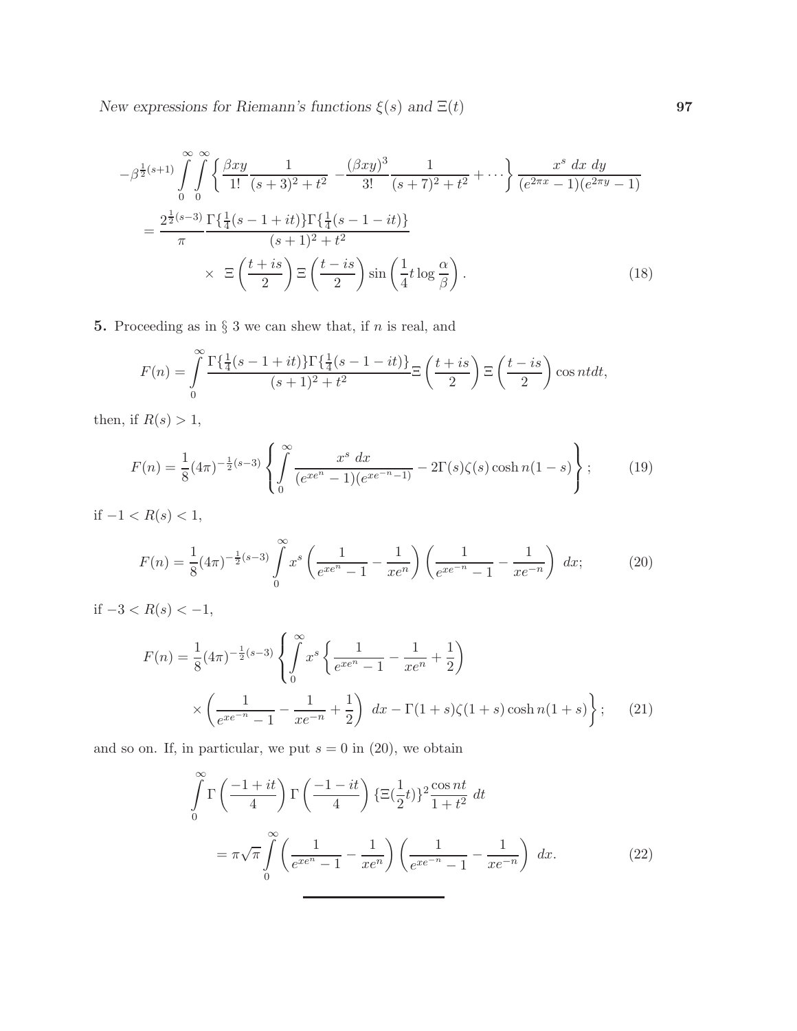$$
-\beta^{\frac{1}{2}(s+1)} \int_0^\infty \int_0^\infty \left\{ \frac{\beta xy}{1!} \frac{1}{(s+3)^2+t^2} - \frac{(\beta xy)^3}{3!} \frac{1}{(s+7)^2+t^2} + \cdots \right\} \frac{x^s \, dx \, dy}{(e^{2\pi x}-1)(e^{2\pi y}-1)}
$$

$$
= \frac{2^{\frac{1}{2}(s-3)}}{\pi} \frac{\Gamma\{\frac{1}{4}(s-1+it)\}\Gamma\{\frac{1}{4}(s-1-it)\}}{(s+1)^2+t^2} \times \; \Xi\left(\frac{t+is}{2}\right) \Xi\left(\frac{t-is}{2}\right) \sin\left(\frac{1}{4} t \log \frac{\alpha}{\beta}\right). \tag{18}
$$

**5.** Proceeding as in § 3 we can shew that, if $n$ is real, and

$$
F(n) = \int_0^\infty \frac{\Gamma\{\frac{1}{4}(s-1+it)\}\Gamma\{\frac{1}{4}(s-1-it)\}}{(s+1)^2+t^2} \Xi\left(\frac{t+is}{2}\right) \Xi\left(\frac{t-is}{2}\right) \cos nt dt,
$$

then, if $R(s) > 1$,

$$
F(n) = \frac{1}{8}(4\pi)^{-\frac{1}{2}(s-3)} \left\{ \int_0^\infty \frac{x^s \, dx}{(e^{xe^n}-1)(e^{xe^{-n}-1})} - 2\Gamma(s)\zeta(s) \cosh n(1-s) \right\}; \tag{19}
$$

if $-1 < R(s) < 1$,

$$
F(n) = \frac{1}{8}(4\pi)^{-\frac{1}{2}(s-3)} \int_0^\infty x^s \left( \frac{1}{e^{xe^n}-1} - \frac{1}{xe^n} \right) \left( \frac{1}{e^{xe^{-n}}-1} - \frac{1}{xe^{-n}} \right) \, dx; \tag{20}
$$

if $-3 < R(s) < -1$,

$$
F(n) = \frac{1}{8}(4\pi)^{-\frac{1}{2}(s-3)} \left\{ \int_0^\infty x^s \left\{ \frac{1}{e^{xe^n}-1} - \frac{1}{xe^n} + \frac{1}{2} \right) \times \left( \frac{1}{e^{xe^{-n}}-1} - \frac{1}{xe^{-n}} + \frac{1}{2} \right) \, dx - \Gamma(1+s)\zeta(1+s) \cosh n(1+s) \right\}; \tag{21}
$$

and so on. If, in particular, we put $s = 0$ in (20), we obtain

$$
\int_0^\infty \Gamma\left(\frac{-1+it}{4}\right) \Gamma\left(\frac{-1-it}{4}\right) \{\Xi(\frac{1}{2}t)\}^2 \frac{\cos nt}{1+t^2} \, dt = \pi\sqrt{\pi} \int_0^\infty \left( \frac{1}{e^{xe^n}-1} - \frac{1}{xe^n} \right) \left( \frac{1}{e^{xe^{-n}}-1} - \frac{1}{xe^{-n}} \right) \, dx. \tag{22}
$$